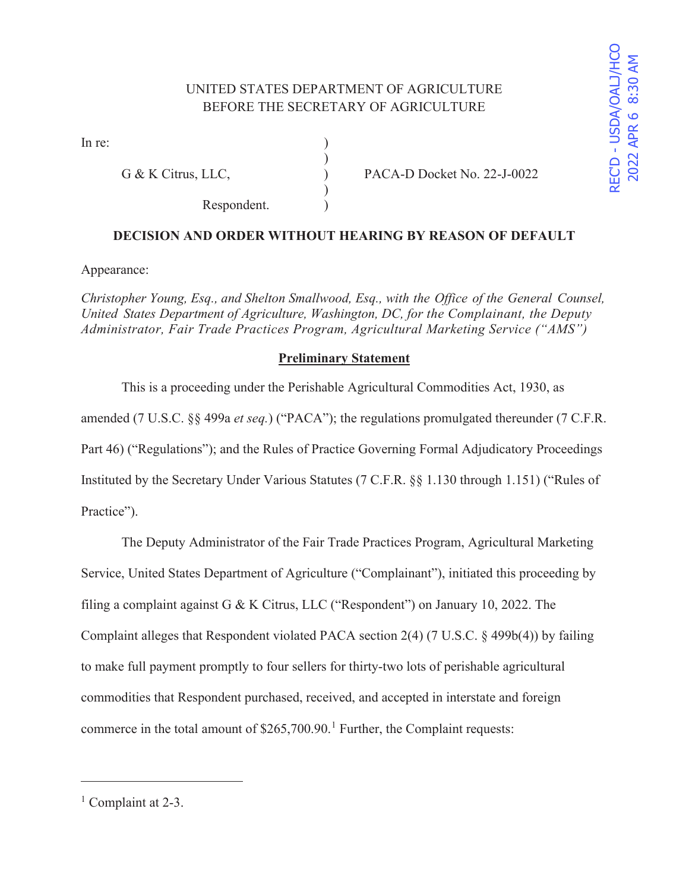UNITED STATES DEPARTMENT OF AGRICULTURE
BEFORE THE SECRETARY OF AGRICULTURE

REC'D - USDA/OALJ/HCO 2022 APR 6 8:30 AM

In re: )
)
G & K Citrus, LLC, ) PACA-D Docket No. 22-J-0022
)
Respondent. )

**DECISION AND ORDER WITHOUT HEARING BY REASON OF DEFAULT**

Appearance:

*Christopher Young, Esq., and Shelton Smallwood, Esq., with the Office of the General Counsel, United States Department of Agriculture, Washington, DC, for the Complainant, the Deputy Administrator, Fair Trade Practices Program, Agricultural Marketing Service ("AMS")*

**Preliminary Statement**

This is a proceeding under the Perishable Agricultural Commodities Act, 1930, as amended (7 U.S.C. §§ 499a *et seq.*) ("PACA"); the regulations promulgated thereunder (7 C.F.R. Part 46) ("Regulations"); and the Rules of Practice Governing Formal Adjudicatory Proceedings Instituted by the Secretary Under Various Statutes (7 C.F.R. §§ 1.130 through 1.151) ("Rules of Practice").

The Deputy Administrator of the Fair Trade Practices Program, Agricultural Marketing Service, United States Department of Agriculture ("Complainant"), initiated this proceeding by filing a complaint against G & K Citrus, LLC ("Respondent") on January 10, 2022. The Complaint alleges that Respondent violated PACA section 2(4) (7 U.S.C. § 499b(4)) by failing to make full payment promptly to four sellers for thirty-two lots of perishable agricultural commodities that Respondent purchased, received, and accepted in interstate and foreign commerce in the total amount of $265,700.90.[1] Further, the Complaint requests:

[1] Complaint at 2-3.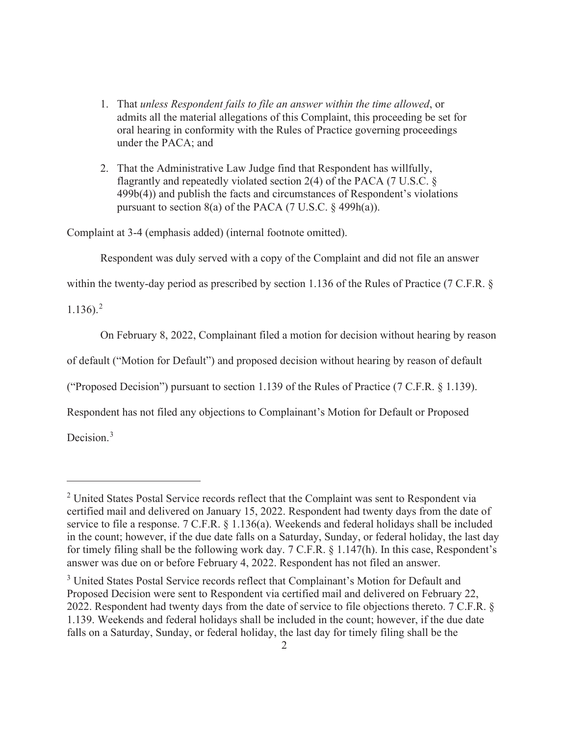1. That *unless Respondent fails to file an answer within the time allowed*, or admits all the material allegations of this Complaint, this proceeding be set for oral hearing in conformity with the Rules of Practice governing proceedings under the PACA; and

2. That the Administrative Law Judge find that Respondent has willfully, flagrantly and repeatedly violated section 2(4) of the PACA (7 U.S.C. § 499b(4)) and publish the facts and circumstances of Respondent's violations pursuant to section 8(a) of the PACA (7 U.S.C. § 499h(a)).

Complaint at 3-4 (emphasis added) (internal footnote omitted).

Respondent was duly served with a copy of the Complaint and did not file an answer within the twenty-day period as prescribed by section 1.136 of the Rules of Practice (7 C.F.R. § 1.136).[2]

On February 8, 2022, Complainant filed a motion for decision without hearing by reason of default ("Motion for Default") and proposed decision without hearing by reason of default ("Proposed Decision") pursuant to section 1.139 of the Rules of Practice (7 C.F.R. § 1.139). Respondent has not filed any objections to Complainant's Motion for Default or Proposed Decision.[3]

---

[2] United States Postal Service records reflect that the Complaint was sent to Respondent via certified mail and delivered on January 15, 2022. Respondent had twenty days from the date of service to file a response. 7 C.F.R. § 1.136(a). Weekends and federal holidays shall be included in the count; however, if the due date falls on a Saturday, Sunday, or federal holiday, the last day for timely filing shall be the following work day. 7 C.F.R. § 1.147(h). In this case, Respondent's answer was due on or before February 4, 2022. Respondent has not filed an answer.

[3] United States Postal Service records reflect that Complainant's Motion for Default and Proposed Decision were sent to Respondent via certified mail and delivered on February 22, 2022. Respondent had twenty days from the date of service to file objections thereto. 7 C.F.R. § 1.139. Weekends and federal holidays shall be included in the count; however, if the due date falls on a Saturday, Sunday, or federal holiday, the last day for timely filing shall be the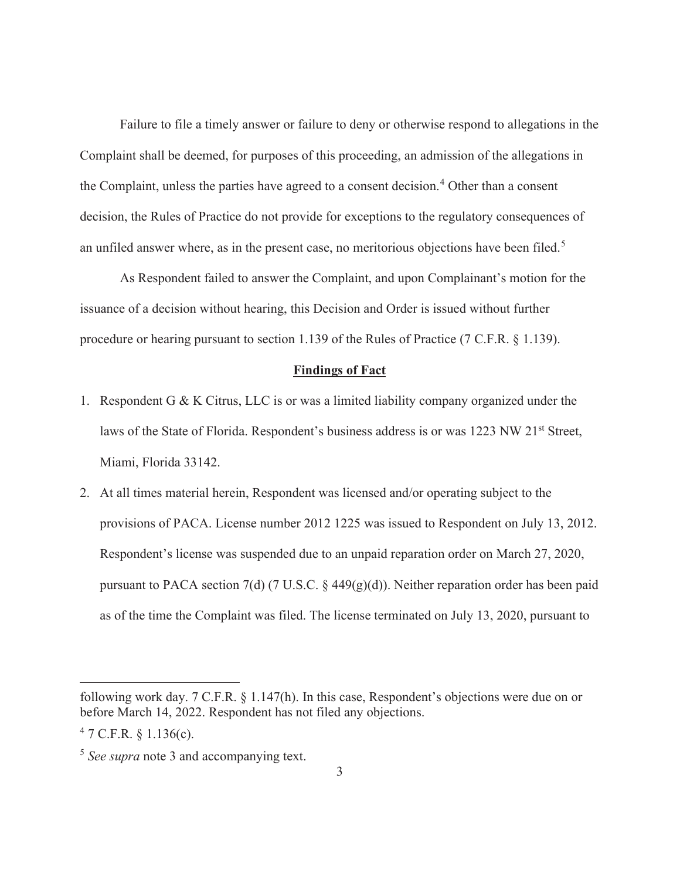Failure to file a timely answer or failure to deny or otherwise respond to allegations in the Complaint shall be deemed, for purposes of this proceeding, an admission of the allegations in the Complaint, unless the parties have agreed to a consent decision.[4] Other than a consent decision, the Rules of Practice do not provide for exceptions to the regulatory consequences of an unfiled answer where, as in the present case, no meritorious objections have been filed.[5]

As Respondent failed to answer the Complaint, and upon Complainant's motion for the issuance of a decision without hearing, this Decision and Order is issued without further procedure or hearing pursuant to section 1.139 of the Rules of Practice (7 C.F.R. § 1.139).

## Findings of Fact

1. Respondent G & K Citrus, LLC is or was a limited liability company organized under the laws of the State of Florida. Respondent's business address is or was 1223 NW 21st Street, Miami, Florida 33142.
2. At all times material herein, Respondent was licensed and/or operating subject to the provisions of PACA. License number 2012 1225 was issued to Respondent on July 13, 2012. Respondent's license was suspended due to an unpaid reparation order on March 27, 2020, pursuant to PACA section 7(d) (7 U.S.C. § 449(g)(d)). Neither reparation order has been paid as of the time the Complaint was filed. The license terminated on July 13, 2020, pursuant to

---

following work day. 7 C.F.R. § 1.147(h). In this case, Respondent's objections were due on or before March 14, 2022. Respondent has not filed any objections.

[4] 7 C.F.R. § 1.136(c).

[5] *See supra* note 3 and accompanying text.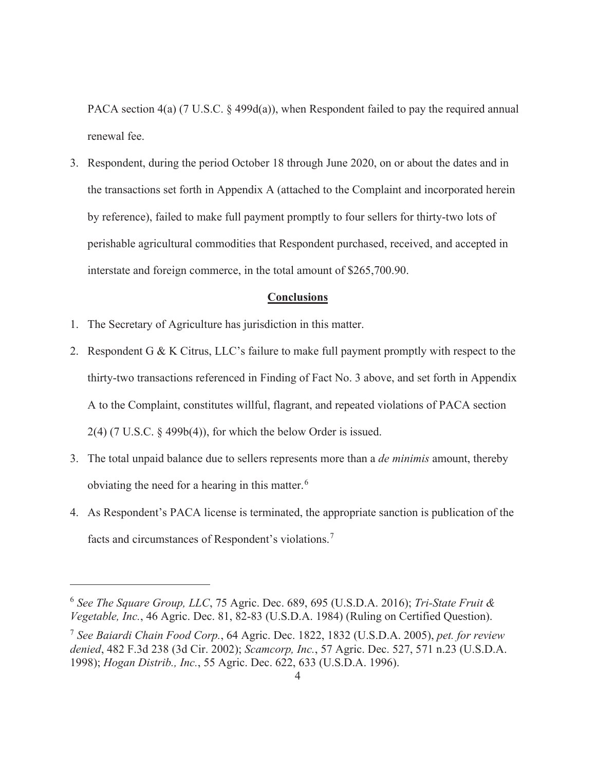PACA section 4(a) (7 U.S.C. § 499d(a)), when Respondent failed to pay the required annual renewal fee.

3. Respondent, during the period October 18 through June 2020, on or about the dates and in the transactions set forth in Appendix A (attached to the Complaint and incorporated herein by reference), failed to make full payment promptly to four sellers for thirty-two lots of perishable agricultural commodities that Respondent purchased, received, and accepted in interstate and foreign commerce, in the total amount of $265,700.90.

## Conclusions

1. The Secretary of Agriculture has jurisdiction in this matter.
2. Respondent G & K Citrus, LLC's failure to make full payment promptly with respect to the thirty-two transactions referenced in Finding of Fact No. 3 above, and set forth in Appendix A to the Complaint, constitutes willful, flagrant, and repeated violations of PACA section 2(4) (7 U.S.C. § 499b(4)), for which the below Order is issued.
3. The total unpaid balance due to sellers represents more than a *de minimis* amount, thereby obviating the need for a hearing in this matter.[6]
4. As Respondent's PACA license is terminated, the appropriate sanction is publication of the facts and circumstances of Respondent's violations.[7]

---

[6] *See The Square Group, LLC*, 75 Agric. Dec. 689, 695 (U.S.D.A. 2016); *Tri-State Fruit & Vegetable, Inc.*, 46 Agric. Dec. 81, 82-83 (U.S.D.A. 1984) (Ruling on Certified Question).

[7] *See Baiardi Chain Food Corp.*, 64 Agric. Dec. 1822, 1832 (U.S.D.A. 2005), *pet. for review denied*, 482 F.3d 238 (3d Cir. 2002); *Scamcorp, Inc.*, 57 Agric. Dec. 527, 571 n.23 (U.S.D.A. 1998); *Hogan Distrib., Inc.*, 55 Agric. Dec. 622, 633 (U.S.D.A. 1996).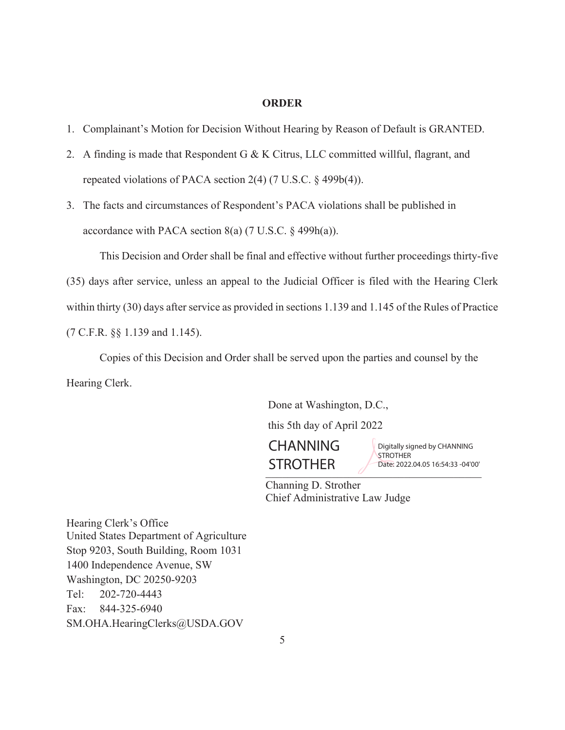## ORDER

1. Complainant's Motion for Decision Without Hearing by Reason of Default is GRANTED.
2. A finding is made that Respondent G & K Citrus, LLC committed willful, flagrant, and repeated violations of PACA section 2(4) (7 U.S.C. § 499b(4)).
3. The facts and circumstances of Respondent's PACA violations shall be published in accordance with PACA section 8(a) (7 U.S.C. § 499h(a)).

This Decision and Order shall be final and effective without further proceedings thirty-five (35) days after service, unless an appeal to the Judicial Officer is filed with the Hearing Clerk within thirty (30) days after service as provided in sections 1.139 and 1.145 of the Rules of Practice (7 C.F.R. §§ 1.139 and 1.145).

Copies of this Decision and Order shall be served upon the parties and counsel by the Hearing Clerk.

Done at Washington, D.C.,

this 5th day of April 2022

CHANNING STROTHER

Digitally signed by CHANNING STROTHER
Date: 2022.04.05 16:54:33 -04'00'

Channing D. Strother
Chief Administrative Law Judge

Hearing Clerk's Office
United States Department of Agriculture
Stop 9203, South Building, Room 1031
1400 Independence Avenue, SW
Washington, DC 20250-9203
Tel: 202-720-4443
Fax: 844-325-6940
SM.OHA.HearingClerks@USDA.GOV